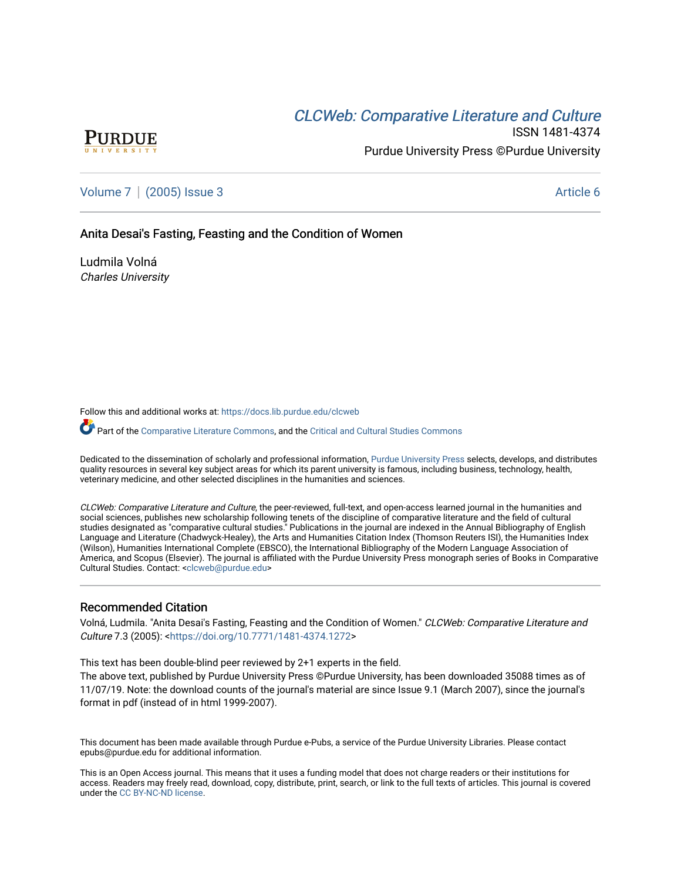Purdue University

# CLCWeb: Comparative Literature and Culture

ISSN 1481-4374

Purdue University Press ©Purdue University

Volume 7 | (2005) Issue 3 Article 6

## Anita Desai's Fasting, Feasting and the Condition of Women

Ludmila Volná
*Charles University*

Follow this and additional works at: https://docs.lib.purdue.edu/clcweb

Part of the Comparative Literature Commons, and the Critical and Cultural Studies Commons

Dedicated to the dissemination of scholarly and professional information, Purdue University Press selects, develops, and distributes quality resources in several key subject areas for which its parent university is famous, including business, technology, health, veterinary medicine, and other selected disciplines in the humanities and sciences.

*CLCWeb: Comparative Literature and Culture*, the peer-reviewed, full-text, and open-access learned journal in the humanities and social sciences, publishes new scholarship following tenets of the discipline of comparative literature and the field of cultural studies designated as "comparative cultural studies." Publications in the journal are indexed in the Annual Bibliography of English Language and Literature (Chadwyck-Healey), the Arts and Humanities Citation Index (Thomson Reuters ISI), the Humanities Index (Wilson), Humanities International Complete (EBSCO), the International Bibliography of the Modern Language Association of America, and Scopus (Elsevier). The journal is affiliated with the Purdue University Press monograph series of Books in Comparative Cultural Studies. Contact: <clcweb@purdue.edu>

### Recommended Citation

Volná, Ludmila. "Anita Desai's Fasting, Feasting and the Condition of Women." *CLCWeb: Comparative Literature and Culture* 7.3 (2005): <https://doi.org/10.7771/1481-4374.1272>

This text has been double-blind peer reviewed by 2+1 experts in the field.
The above text, published by Purdue University Press ©Purdue University, has been downloaded 35088 times as of 11/07/19. Note: the download counts of the journal's material are since Issue 9.1 (March 2007), since the journal's format in pdf (instead of in html 1999-2007).

This document has been made available through Purdue e-Pubs, a service of the Purdue University Libraries. Please contact epubs@purdue.edu for additional information.

This is an Open Access journal. This means that it uses a funding model that does not charge readers or their institutions for access. Readers may freely read, download, copy, distribute, print, search, or link to the full texts of articles. This journal is covered under the CC BY-NC-ND license.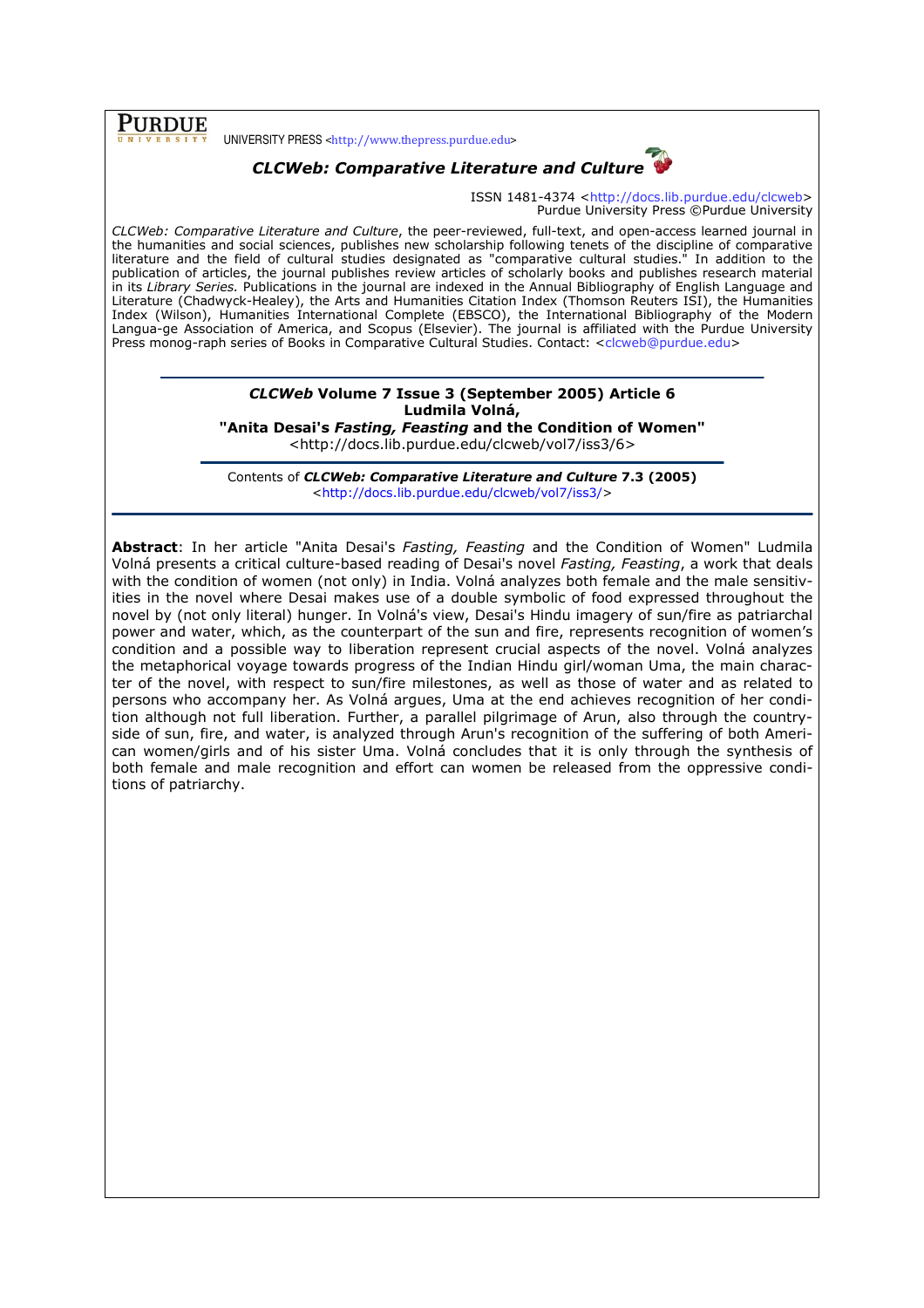**PURDUE UNIVERSITY** UNIVERSITY PRESS <http://www.thepress.purdue.edu>

***CLCWeb: Comparative Literature and Culture***

ISSN 1481-4374 <http://docs.lib.purdue.edu/clcweb>
Purdue University Press ©Purdue University

*CLCWeb: Comparative Literature and Culture*, the peer-reviewed, full-text, and open-access learned journal in the humanities and social sciences, publishes new scholarship following tenets of the discipline of comparative literature and the field of cultural studies designated as "comparative cultural studies." In addition to the publication of articles, the journal publishes review articles of scholarly books and publishes research material in its *Library Series.* Publications in the journal are indexed in the Annual Bibliography of English Language and Literature (Chadwyck-Healey), the Arts and Humanities Citation Index (Thomson Reuters ISI), the Humanities Index (Wilson), Humanities International Complete (EBSCO), the International Bibliography of the Modern Langua-ge Association of America, and Scopus (Elsevier). The journal is affiliated with the Purdue University Press monog-raph series of Books in Comparative Cultural Studies. Contact: <clcweb@purdue.edu>

---

***CLCWeb* Volume 7 Issue 3 (September 2005) Article 6**
**Ludmila Volná,**
**"Anita Desai's *Fasting, Feasting* and the Condition of Women"**
<http://docs.lib.purdue.edu/clcweb/vol7/iss3/6>

---

Contents of ***CLCWeb: Comparative Literature and Culture* 7.3 (2005)**
<http://docs.lib.purdue.edu/clcweb/vol7/iss3/>

---

**Abstract**: In her article "Anita Desai's *Fasting, Feasting* and the Condition of Women" Ludmila Volná presents a critical culture-based reading of Desai's novel *Fasting, Feasting*, a work that deals with the condition of women (not only) in India. Volná analyzes both female and the male sensitivities in the novel where Desai makes use of a double symbolic of food expressed throughout the novel by (not only literal) hunger. In Volná's view, Desai's Hindu imagery of sun/fire as patriarchal power and water, which, as the counterpart of the sun and fire, represents recognition of women's condition and a possible way to liberation represent crucial aspects of the novel. Volná analyzes the metaphorical voyage towards progress of the Indian Hindu girl/woman Uma, the main character of the novel, with respect to sun/fire milestones, as well as those of water and as related to persons who accompany her. As Volná argues, Uma at the end achieves recognition of her condition although not full liberation. Further, a parallel pilgrimage of Arun, also through the countryside of sun, fire, and water, is analyzed through Arun's recognition of the suffering of both American women/girls and of his sister Uma. Volná concludes that it is only through the synthesis of both female and male recognition and effort can women be released from the oppressive conditions of patriarchy.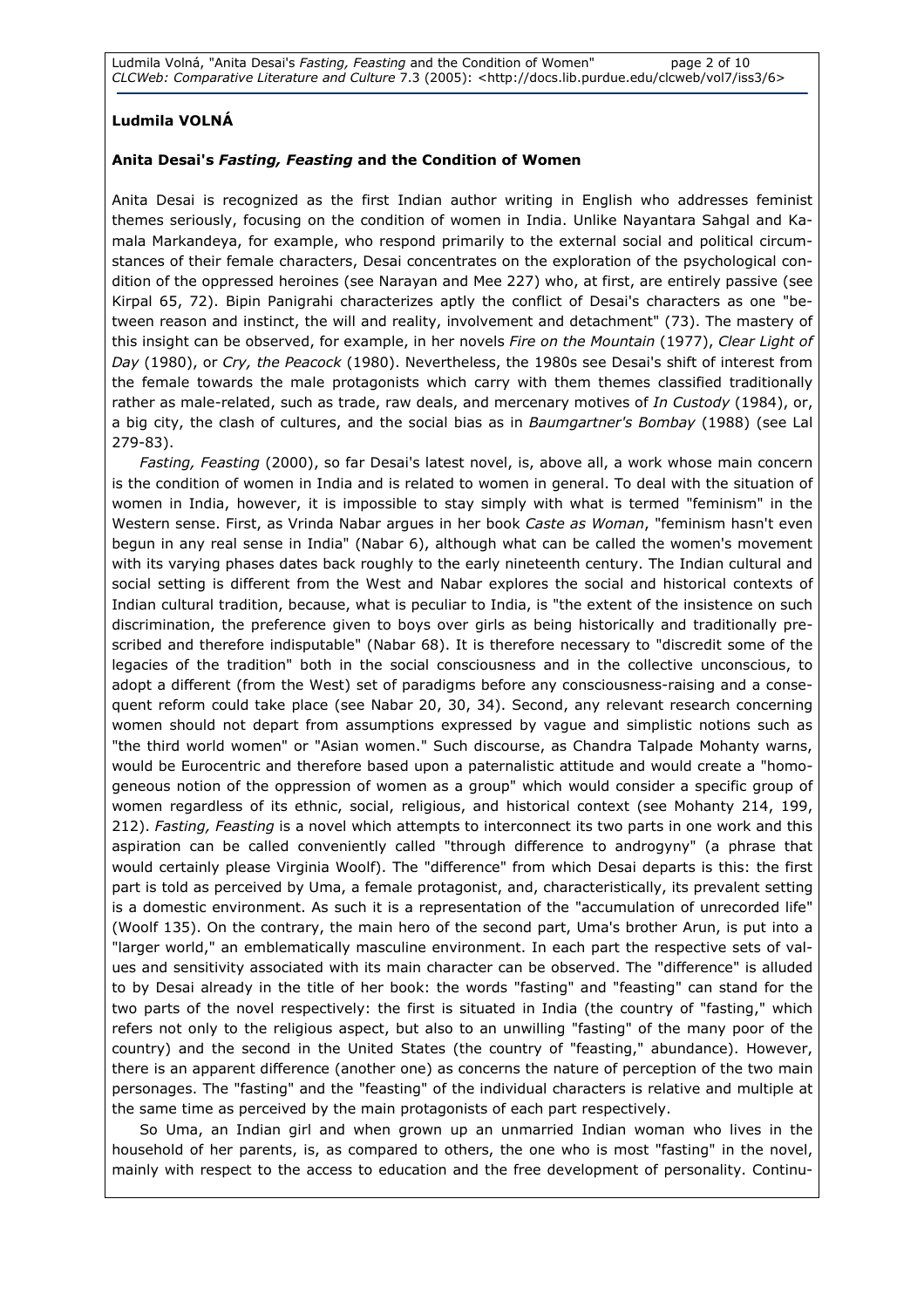**Ludmila VOLNÁ**

**Anita Desai's *Fasting, Feasting* and the Condition of Women**

Anita Desai is recognized as the first Indian author writing in English who addresses feminist themes seriously, focusing on the condition of women in India. Unlike Nayantara Sahgal and Kamala Markandeya, for example, who respond primarily to the external social and political circumstances of their female characters, Desai concentrates on the exploration of the psychological condition of the oppressed heroines (see Narayan and Mee 227) who, at first, are entirely passive (see Kirpal 65, 72). Bipin Panigrahi characterizes aptly the conflict of Desai's characters as one "between reason and instinct, the will and reality, involvement and detachment" (73). The mastery of this insight can be observed, for example, in her novels *Fire on the Mountain* (1977), *Clear Light of Day* (1980), or *Cry, the Peacock* (1980). Nevertheless, the 1980s see Desai's shift of interest from the female towards the male protagonists which carry with them themes classified traditionally rather as male-related, such as trade, raw deals, and mercenary motives of *In Custody* (1984), or, a big city, the clash of cultures, and the social bias as in *Baumgartner's Bombay* (1988) (see Lal 279-83).

*Fasting, Feasting* (2000), so far Desai's latest novel, is, above all, a work whose main concern is the condition of women in India and is related to women in general. To deal with the situation of women in India, however, it is impossible to stay simply with what is termed "feminism" in the Western sense. First, as Vrinda Nabar argues in her book *Caste as Woman*, "feminism hasn't even begun in any real sense in India" (Nabar 6), although what can be called the women's movement with its varying phases dates back roughly to the early nineteenth century. The Indian cultural and social setting is different from the West and Nabar explores the social and historical contexts of Indian cultural tradition, because, what is peculiar to India, is "the extent of the insistence on such discrimination, the preference given to boys over girls as being historically and traditionally prescribed and therefore indisputable" (Nabar 68). It is therefore necessary to "discredit some of the legacies of the tradition" both in the social consciousness and in the collective unconscious, to adopt a different (from the West) set of paradigms before any consciousness-raising and a consequent reform could take place (see Nabar 20, 30, 34). Second, any relevant research concerning women should not depart from assumptions expressed by vague and simplistic notions such as "the third world women" or "Asian women." Such discourse, as Chandra Talpade Mohanty warns, would be Eurocentric and therefore based upon a paternalistic attitude and would create a "homogeneous notion of the oppression of women as a group" which would consider a specific group of women regardless of its ethnic, social, religious, and historical context (see Mohanty 214, 199, 212). *Fasting, Feasting* is a novel which attempts to interconnect its two parts in one work and this aspiration can be called conveniently called "through difference to androgyny" (a phrase that would certainly please Virginia Woolf). The "difference" from which Desai departs is this: the first part is told as perceived by Uma, a female protagonist, and, characteristically, its prevalent setting is a domestic environment. As such it is a representation of the "accumulation of unrecorded life" (Woolf 135). On the contrary, the main hero of the second part, Uma's brother Arun, is put into a "larger world," an emblematically masculine environment. In each part the respective sets of values and sensitivity associated with its main character can be observed. The "difference" is alluded to by Desai already in the title of her book: the words "fasting" and "feasting" can stand for the two parts of the novel respectively: the first is situated in India (the country of "fasting," which refers not only to the religious aspect, but also to an unwilling "fasting" of the many poor of the country) and the second in the United States (the country of "feasting," abundance). However, there is an apparent difference (another one) as concerns the nature of perception of the two main personages. The "fasting" and the "feasting" of the individual characters is relative and multiple at the same time as perceived by the main protagonists of each part respectively.

So Uma, an Indian girl and when grown up an unmarried Indian woman who lives in the household of her parents, is, as compared to others, the one who is most "fasting" in the novel, mainly with respect to the access to education and the free development of personality. Continu-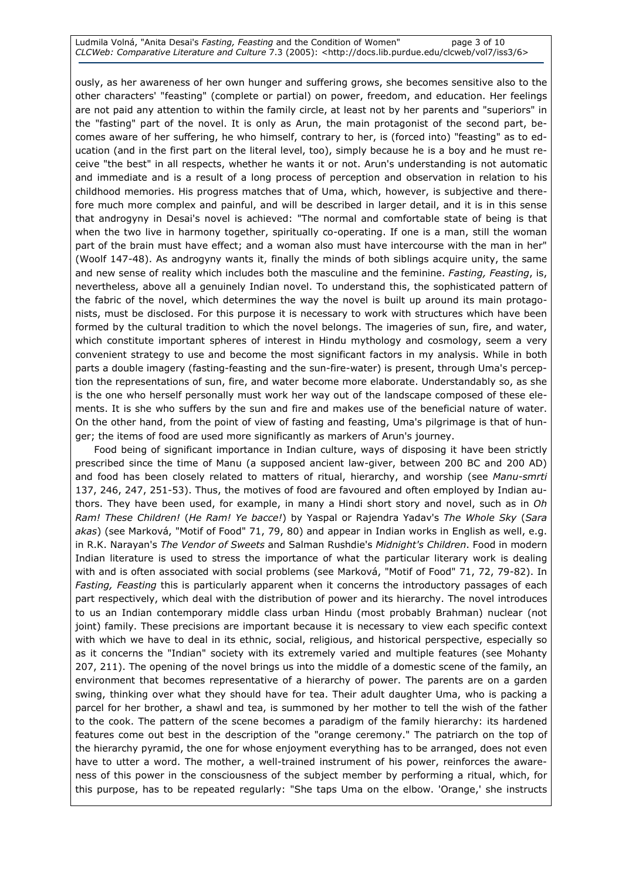ously, as her awareness of her own hunger and suffering grows, she becomes sensitive also to the other characters' "feasting" (complete or partial) on power, freedom, and education. Her feelings are not paid any attention to within the family circle, at least not by her parents and "superiors" in the "fasting" part of the novel. It is only as Arun, the main protagonist of the second part, becomes aware of her suffering, he who himself, contrary to her, is (forced into) "feasting" as to education (and in the first part on the literal level, too), simply because he is a boy and he must receive "the best" in all respects, whether he wants it or not. Arun's understanding is not automatic and immediate and is a result of a long process of perception and observation in relation to his childhood memories. His progress matches that of Uma, which, however, is subjective and therefore much more complex and painful, and will be described in larger detail, and it is in this sense that androgyny in Desai's novel is achieved: "The normal and comfortable state of being is that when the two live in harmony together, spiritually co-operating. If one is a man, still the woman part of the brain must have effect; and a woman also must have intercourse with the man in her" (Woolf 147-48). As androgyny wants it, finally the minds of both siblings acquire unity, the same and new sense of reality which includes both the masculine and the feminine. *Fasting, Feasting*, is, nevertheless, above all a genuinely Indian novel. To understand this, the sophisticated pattern of the fabric of the novel, which determines the way the novel is built up around its main protagonists, must be disclosed. For this purpose it is necessary to work with structures which have been formed by the cultural tradition to which the novel belongs. The imageries of sun, fire, and water, which constitute important spheres of interest in Hindu mythology and cosmology, seem a very convenient strategy to use and become the most significant factors in my analysis. While in both parts a double imagery (fasting-feasting and the sun-fire-water) is present, through Uma's perception the representations of sun, fire, and water become more elaborate. Understandably so, as she is the one who herself personally must work her way out of the landscape composed of these elements. It is she who suffers by the sun and fire and makes use of the beneficial nature of water. On the other hand, from the point of view of fasting and feasting, Uma's pilgrimage is that of hunger; the items of food are used more significantly as markers of Arun's journey.

Food being of significant importance in Indian culture, ways of disposing it have been strictly prescribed since the time of Manu (a supposed ancient law-giver, between 200 BC and 200 AD) and food has been closely related to matters of ritual, hierarchy, and worship (see *Manu-smrti* 137, 246, 247, 251-53). Thus, the motives of food are favoured and often employed by Indian authors. They have been used, for example, in many a Hindi short story and novel, such as in *Oh Ram! These Children!* (*He Ram! Ye bacce!*) by Yaspal or Rajendra Yadav's *The Whole Sky* (*Sara akas*) (see Marková, "Motif of Food" 71, 79, 80) and appear in Indian works in English as well, e.g. in R.K. Narayan's *The Vendor of Sweets* and Salman Rushdie's *Midnight's Children*. Food in modern Indian literature is used to stress the importance of what the particular literary work is dealing with and is often associated with social problems (see Marková, "Motif of Food" 71, 72, 79-82). In *Fasting, Feasting* this is particularly apparent when it concerns the introductory passages of each part respectively, which deal with the distribution of power and its hierarchy. The novel introduces to us an Indian contemporary middle class urban Hindu (most probably Brahman) nuclear (not joint) family. These precisions are important because it is necessary to view each specific context with which we have to deal in its ethnic, social, religious, and historical perspective, especially so as it concerns the "Indian" society with its extremely varied and multiple features (see Mohanty 207, 211). The opening of the novel brings us into the middle of a domestic scene of the family, an environment that becomes representative of a hierarchy of power. The parents are on a garden swing, thinking over what they should have for tea. Their adult daughter Uma, who is packing a parcel for her brother, a shawl and tea, is summoned by her mother to tell the wish of the father to the cook. The pattern of the scene becomes a paradigm of the family hierarchy: its hardened features come out best in the description of the "orange ceremony." The patriarch on the top of the hierarchy pyramid, the one for whose enjoyment everything has to be arranged, does not even have to utter a word. The mother, a well-trained instrument of his power, reinforces the awareness of this power in the consciousness of the subject member by performing a ritual, which, for this purpose, has to be repeated regularly: "She taps Uma on the elbow. 'Orange,' she instructs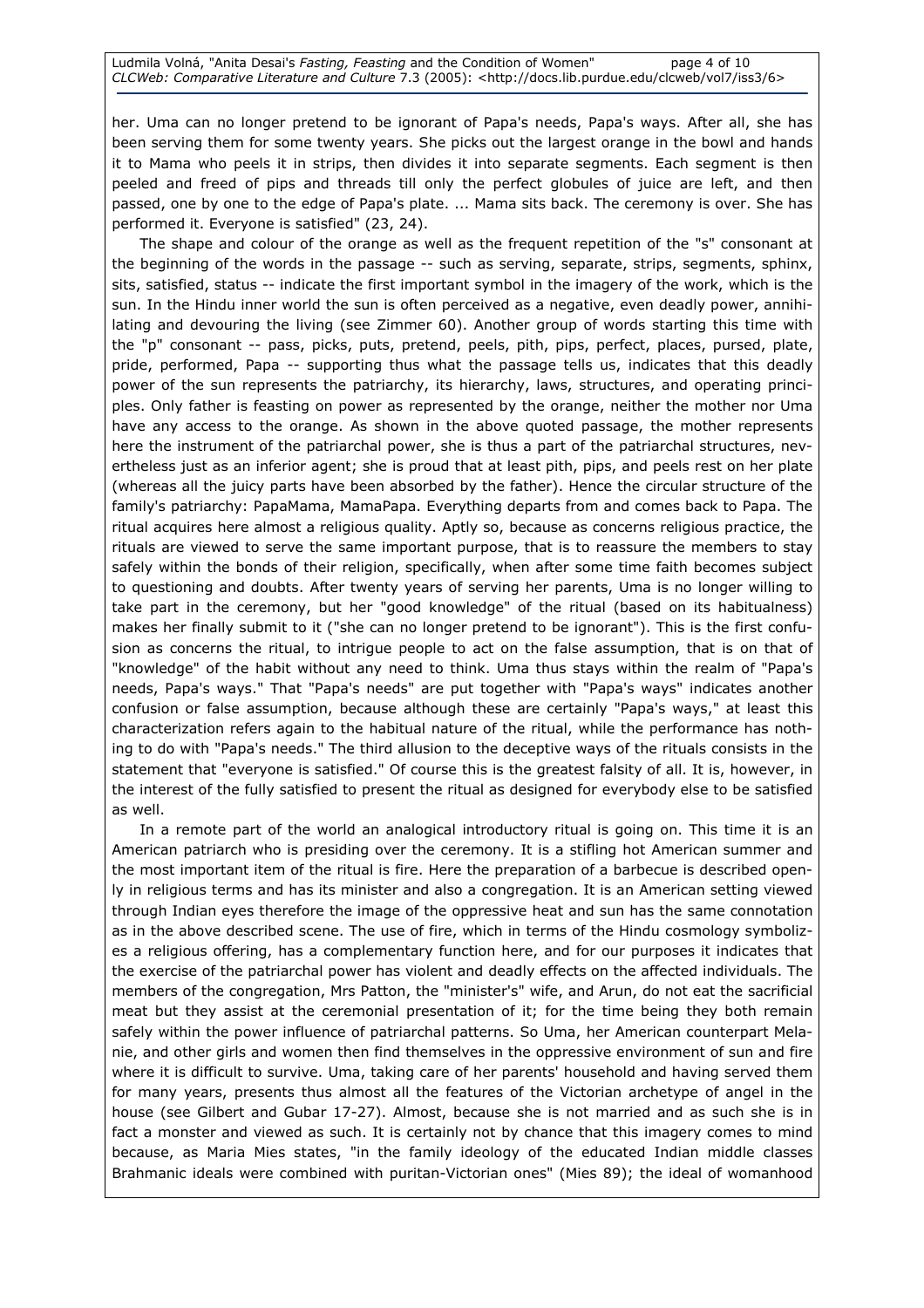her. Uma can no longer pretend to be ignorant of Papa's needs, Papa's ways. After all, she has been serving them for some twenty years. She picks out the largest orange in the bowl and hands it to Mama who peels it in strips, then divides it into separate segments. Each segment is then peeled and freed of pips and threads till only the perfect globules of juice are left, and then passed, one by one to the edge of Papa's plate. ... Mama sits back. The ceremony is over. She has performed it. Everyone is satisfied" (23, 24).

The shape and colour of the orange as well as the frequent repetition of the "s" consonant at the beginning of the words in the passage -- such as serving, separate, strips, segments, sphinx, sits, satisfied, status -- indicate the first important symbol in the imagery of the work, which is the sun. In the Hindu inner world the sun is often perceived as a negative, even deadly power, annihilating and devouring the living (see Zimmer 60). Another group of words starting this time with the "p" consonant -- pass, picks, puts, pretend, peels, pith, pips, perfect, places, pursed, plate, pride, performed, Papa -- supporting thus what the passage tells us, indicates that this deadly power of the sun represents the patriarchy, its hierarchy, laws, structures, and operating principles. Only father is feasting on power as represented by the orange, neither the mother nor Uma have any access to the orange. As shown in the above quoted passage, the mother represents here the instrument of the patriarchal power, she is thus a part of the patriarchal structures, nevertheless just as an inferior agent; she is proud that at least pith, pips, and peels rest on her plate (whereas all the juicy parts have been absorbed by the father). Hence the circular structure of the family's patriarchy: PapaMama, MamaPapa. Everything departs from and comes back to Papa. The ritual acquires here almost a religious quality. Aptly so, because as concerns religious practice, the rituals are viewed to serve the same important purpose, that is to reassure the members to stay safely within the bonds of their religion, specifically, when after some time faith becomes subject to questioning and doubts. After twenty years of serving her parents, Uma is no longer willing to take part in the ceremony, but her "good knowledge" of the ritual (based on its habitualness) makes her finally submit to it ("she can no longer pretend to be ignorant"). This is the first confusion as concerns the ritual, to intrigue people to act on the false assumption, that is on that of "knowledge" of the habit without any need to think. Uma thus stays within the realm of "Papa's needs, Papa's ways." That "Papa's needs" are put together with "Papa's ways" indicates another confusion or false assumption, because although these are certainly "Papa's ways," at least this characterization refers again to the habitual nature of the ritual, while the performance has nothing to do with "Papa's needs." The third allusion to the deceptive ways of the rituals consists in the statement that "everyone is satisfied." Of course this is the greatest falsity of all. It is, however, in the interest of the fully satisfied to present the ritual as designed for everybody else to be satisfied as well.

In a remote part of the world an analogical introductory ritual is going on. This time it is an American patriarch who is presiding over the ceremony. It is a stifling hot American summer and the most important item of the ritual is fire. Here the preparation of a barbecue is described openly in religious terms and has its minister and also a congregation. It is an American setting viewed through Indian eyes therefore the image of the oppressive heat and sun has the same connotation as in the above described scene. The use of fire, which in terms of the Hindu cosmology symbolizes a religious offering, has a complementary function here, and for our purposes it indicates that the exercise of the patriarchal power has violent and deadly effects on the affected individuals. The members of the congregation, Mrs Patton, the "minister's" wife, and Arun, do not eat the sacrificial meat but they assist at the ceremonial presentation of it; for the time being they both remain safely within the power influence of patriarchal patterns. So Uma, her American counterpart Melanie, and other girls and women then find themselves in the oppressive environment of sun and fire where it is difficult to survive. Uma, taking care of her parents' household and having served them for many years, presents thus almost all the features of the Victorian archetype of angel in the house (see Gilbert and Gubar 17-27). Almost, because she is not married and as such she is in fact a monster and viewed as such. It is certainly not by chance that this imagery comes to mind because, as Maria Mies states, "in the family ideology of the educated Indian middle classes Brahmanic ideals were combined with puritan-Victorian ones" (Mies 89); the ideal of womanhood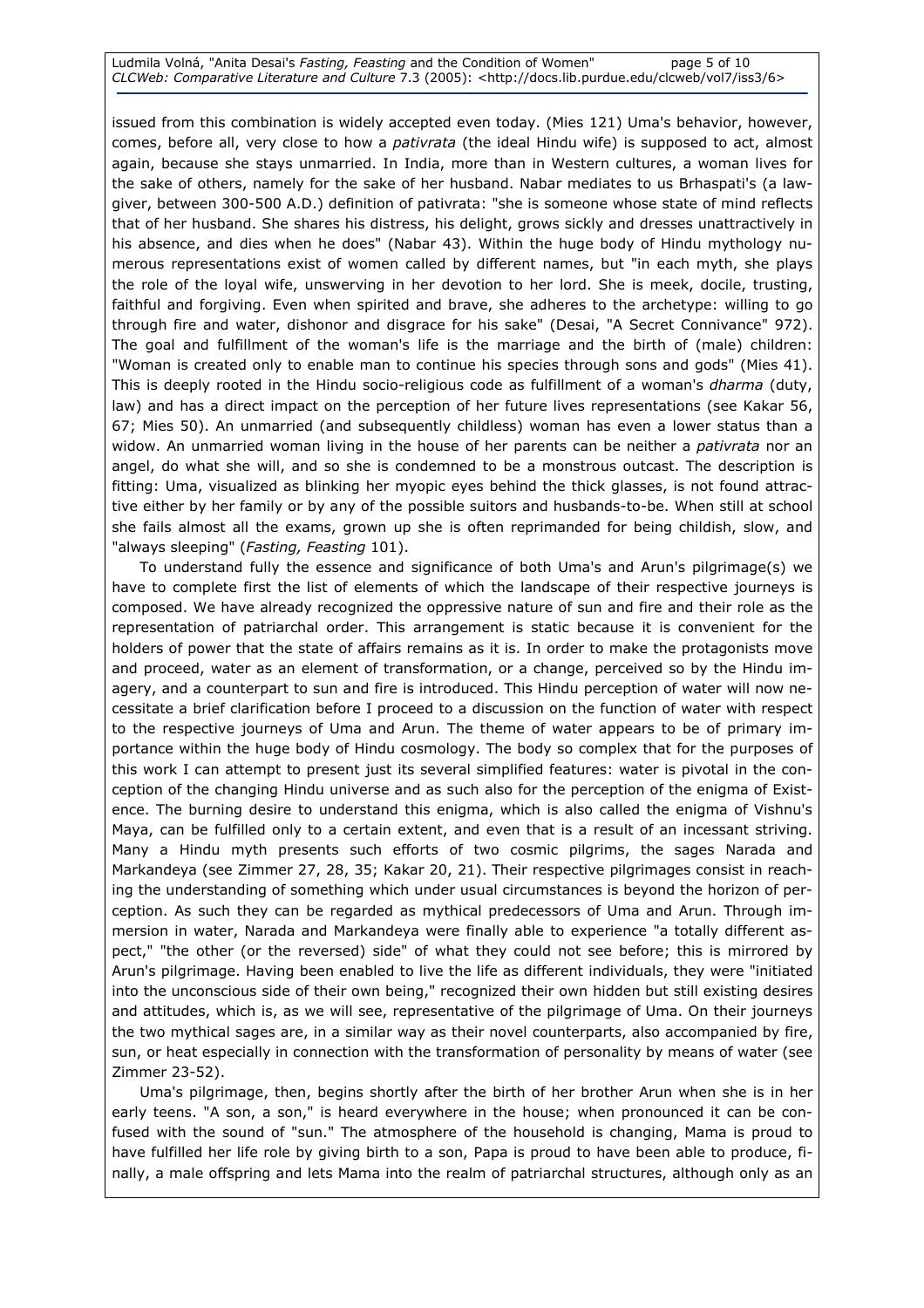issued from this combination is widely accepted even today. (Mies 121) Uma's behavior, however, comes, before all, very close to how a *pativrata* (the ideal Hindu wife) is supposed to act, almost again, because she stays unmarried. In India, more than in Western cultures, a woman lives for the sake of others, namely for the sake of her husband. Nabar mediates to us Brhaspati's (a law-giver, between 300-500 A.D.) definition of pativrata: "she is someone whose state of mind reflects that of her husband. She shares his distress, his delight, grows sickly and dresses unattractively in his absence, and dies when he does" (Nabar 43). Within the huge body of Hindu mythology numerous representations exist of women called by different names, but "in each myth, she plays the role of the loyal wife, unswerving in her devotion to her lord. She is meek, docile, trusting, faithful and forgiving. Even when spirited and brave, she adheres to the archetype: willing to go through fire and water, dishonor and disgrace for his sake" (Desai, "A Secret Connivance" 972). The goal and fulfillment of the woman's life is the marriage and the birth of (male) children: "Woman is created only to enable man to continue his species through sons and gods" (Mies 41). This is deeply rooted in the Hindu socio-religious code as fulfillment of a woman's *dharma* (duty, law) and has a direct impact on the perception of her future lives representations (see Kakar 56, 67; Mies 50). An unmarried (and subsequently childless) woman has even a lower status than a widow. An unmarried woman living in the house of her parents can be neither a *pativrata* nor an angel, do what she will, and so she is condemned to be a monstrous outcast. The description is fitting: Uma, visualized as blinking her myopic eyes behind the thick glasses, is not found attractive either by her family or by any of the possible suitors and husbands-to-be. When still at school she fails almost all the exams, grown up she is often reprimanded for being childish, slow, and "always sleeping" (*Fasting, Feasting* 101).

To understand fully the essence and significance of both Uma's and Arun's pilgrimage(s) we have to complete first the list of elements of which the landscape of their respective journeys is composed. We have already recognized the oppressive nature of sun and fire and their role as the representation of patriarchal order. This arrangement is static because it is convenient for the holders of power that the state of affairs remains as it is. In order to make the protagonists move and proceed, water as an element of transformation, or a change, perceived so by the Hindu imagery, and a counterpart to sun and fire is introduced. This Hindu perception of water will now necessitate a brief clarification before I proceed to a discussion on the function of water with respect to the respective journeys of Uma and Arun. The theme of water appears to be of primary importance within the huge body of Hindu cosmology. The body so complex that for the purposes of this work I can attempt to present just its several simplified features: water is pivotal in the conception of the changing Hindu universe and as such also for the perception of the enigma of Existence. The burning desire to understand this enigma, which is also called the enigma of Vishnu's Maya, can be fulfilled only to a certain extent, and even that is a result of an incessant striving. Many a Hindu myth presents such efforts of two cosmic pilgrims, the sages Narada and Markandeya (see Zimmer 27, 28, 35; Kakar 20, 21). Their respective pilgrimages consist in reaching the understanding of something which under usual circumstances is beyond the horizon of perception. As such they can be regarded as mythical predecessors of Uma and Arun. Through immersion in water, Narada and Markandeya were finally able to experience "a totally different aspect," "the other (or the reversed) side" of what they could not see before; this is mirrored by Arun's pilgrimage. Having been enabled to live the life as different individuals, they were "initiated into the unconscious side of their own being," recognized their own hidden but still existing desires and attitudes, which is, as we will see, representative of the pilgrimage of Uma. On their journeys the two mythical sages are, in a similar way as their novel counterparts, also accompanied by fire, sun, or heat especially in connection with the transformation of personality by means of water (see Zimmer 23-52).

Uma's pilgrimage, then, begins shortly after the birth of her brother Arun when she is in her early teens. "A son, a son," is heard everywhere in the house; when pronounced it can be confused with the sound of "sun." The atmosphere of the household is changing, Mama is proud to have fulfilled her life role by giving birth to a son, Papa is proud to have been able to produce, finally, a male offspring and lets Mama into the realm of patriarchal structures, although only as an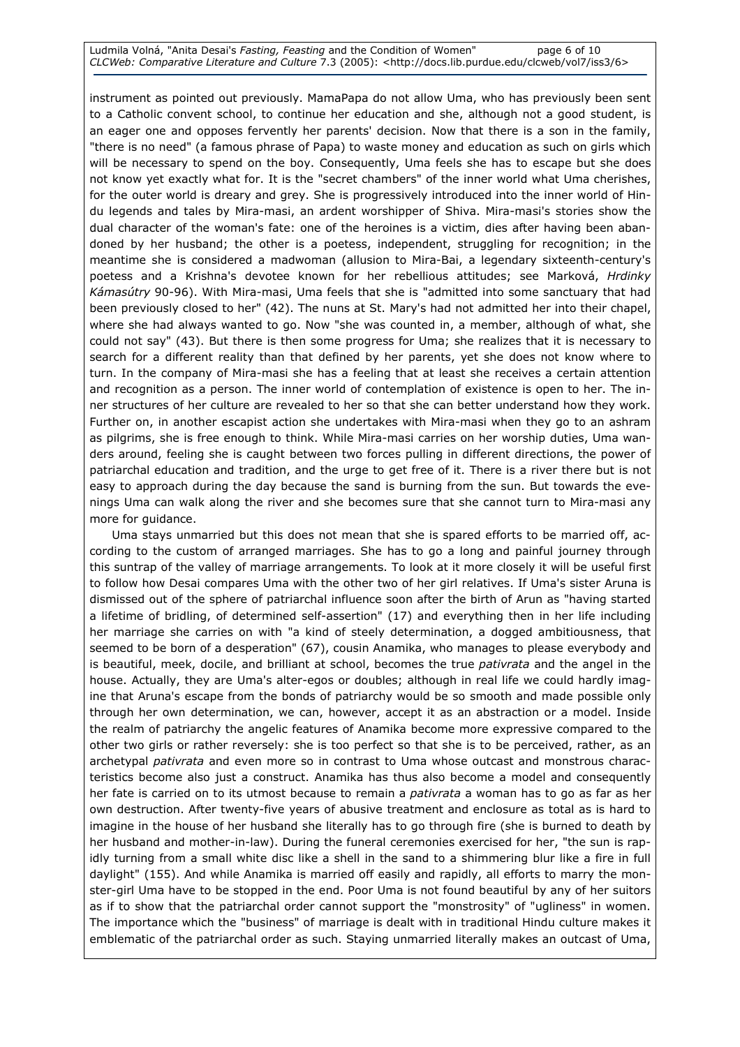instrument as pointed out previously. MamaPapa do not allow Uma, who has previously been sent to a Catholic convent school, to continue her education and she, although not a good student, is an eager one and opposes fervently her parents' decision. Now that there is a son in the family, "there is no need" (a famous phrase of Papa) to waste money and education as such on girls which will be necessary to spend on the boy. Consequently, Uma feels she has to escape but she does not know yet exactly what for. It is the "secret chambers" of the inner world what Uma cherishes, for the outer world is dreary and grey. She is progressively introduced into the inner world of Hindu legends and tales by Mira-masi, an ardent worshipper of Shiva. Mira-masi's stories show the dual character of the woman's fate: one of the heroines is a victim, dies after having been abandoned by her husband; the other is a poetess, independent, struggling for recognition; in the meantime she is considered a madwoman (allusion to Mira-Bai, a legendary sixteenth-century's poetess and a Krishna's devotee known for her rebellious attitudes; see Marková, *Hrdinky Kámasútry* 90-96). With Mira-masi, Uma feels that she is "admitted into some sanctuary that had been previously closed to her" (42). The nuns at St. Mary's had not admitted her into their chapel, where she had always wanted to go. Now "she was counted in, a member, although of what, she could not say" (43). But there is then some progress for Uma; she realizes that it is necessary to search for a different reality than that defined by her parents, yet she does not know where to turn. In the company of Mira-masi she has a feeling that at least she receives a certain attention and recognition as a person. The inner world of contemplation of existence is open to her. The inner structures of her culture are revealed to her so that she can better understand how they work. Further on, in another escapist action she undertakes with Mira-masi when they go to an ashram as pilgrims, she is free enough to think. While Mira-masi carries on her worship duties, Uma wanders around, feeling she is caught between two forces pulling in different directions, the power of patriarchal education and tradition, and the urge to get free of it. There is a river there but is not easy to approach during the day because the sand is burning from the sun. But towards the evenings Uma can walk along the river and she becomes sure that she cannot turn to Mira-masi any more for guidance.

Uma stays unmarried but this does not mean that she is spared efforts to be married off, according to the custom of arranged marriages. She has to go a long and painful journey through this suntrap of the valley of marriage arrangements. To look at it more closely it will be useful first to follow how Desai compares Uma with the other two of her girl relatives. If Uma's sister Aruna is dismissed out of the sphere of patriarchal influence soon after the birth of Arun as "having started a lifetime of bridling, of determined self-assertion" (17) and everything then in her life including her marriage she carries on with "a kind of steely determination, a dogged ambitiousness, that seemed to be born of a desperation" (67), cousin Anamika, who manages to please everybody and is beautiful, meek, docile, and brilliant at school, becomes the true *pativrata* and the angel in the house. Actually, they are Uma's alter-egos or doubles; although in real life we could hardly imagine that Aruna's escape from the bonds of patriarchy would be so smooth and made possible only through her own determination, we can, however, accept it as an abstraction or a model. Inside the realm of patriarchy the angelic features of Anamika become more expressive compared to the other two girls or rather reversely: she is too perfect so that she is to be perceived, rather, as an archetypal *pativrata* and even more so in contrast to Uma whose outcast and monstrous characteristics become also just a construct. Anamika has thus also become a model and consequently her fate is carried on to its utmost because to remain a *pativrata* a woman has to go as far as her own destruction. After twenty-five years of abusive treatment and enclosure as total as is hard to imagine in the house of her husband she literally has to go through fire (she is burned to death by her husband and mother-in-law). During the funeral ceremonies exercised for her, "the sun is rapidly turning from a small white disc like a shell in the sand to a shimmering blur like a fire in full daylight" (155). And while Anamika is married off easily and rapidly, all efforts to marry the monster-girl Uma have to be stopped in the end. Poor Uma is not found beautiful by any of her suitors as if to show that the patriarchal order cannot support the "monstrosity" of "ugliness" in women. The importance which the "business" of marriage is dealt with in traditional Hindu culture makes it emblematic of the patriarchal order as such. Staying unmarried literally makes an outcast of Uma,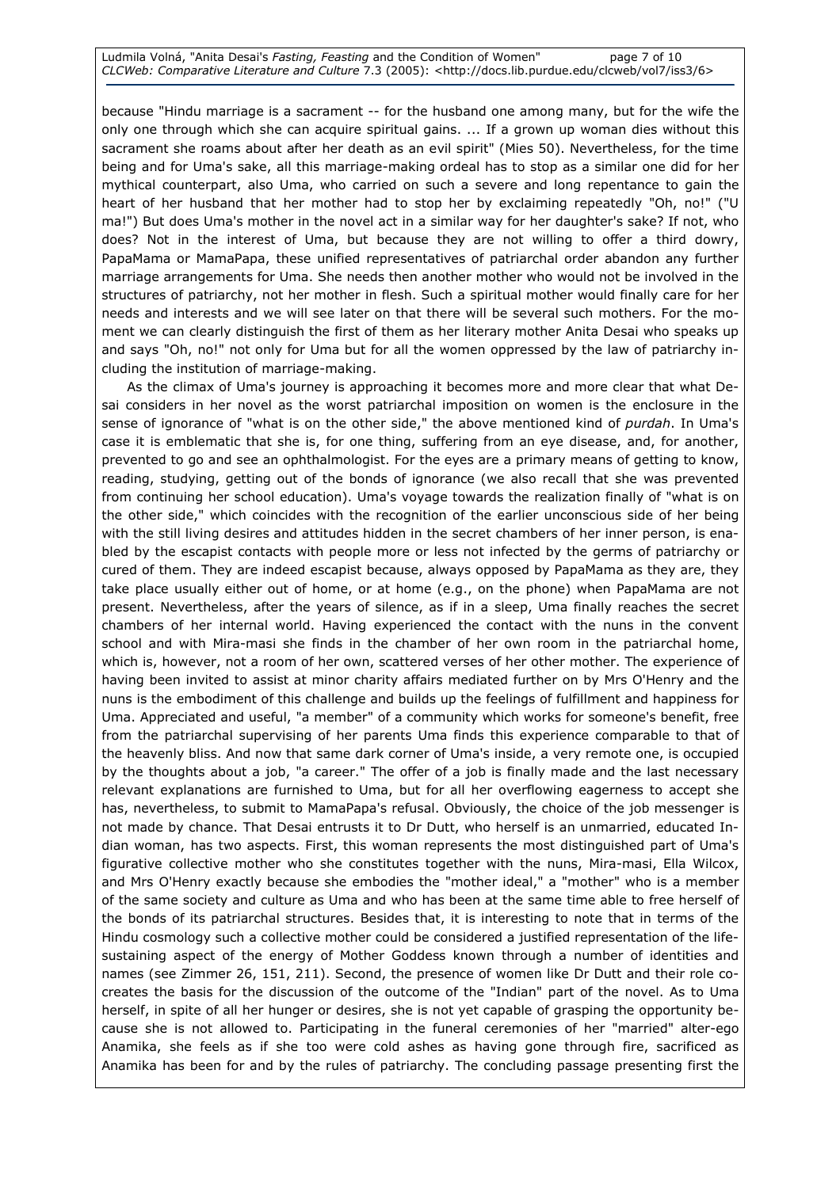because "Hindu marriage is a sacrament -- for the husband one among many, but for the wife the only one through which she can acquire spiritual gains. ... If a grown up woman dies without this sacrament she roams about after her death as an evil spirit" (Mies 50). Nevertheless, for the time being and for Uma's sake, all this marriage-making ordeal has to stop as a similar one did for her mythical counterpart, also Uma, who carried on such a severe and long repentance to gain the heart of her husband that her mother had to stop her by exclaiming repeatedly "Oh, no!" ("U ma!") But does Uma's mother in the novel act in a similar way for her daughter's sake? If not, who does? Not in the interest of Uma, but because they are not willing to offer a third dowry, PapaMama or MamaPapa, these unified representatives of patriarchal order abandon any further marriage arrangements for Uma. She needs then another mother who would not be involved in the structures of patriarchy, not her mother in flesh. Such a spiritual mother would finally care for her needs and interests and we will see later on that there will be several such mothers. For the moment we can clearly distinguish the first of them as her literary mother Anita Desai who speaks up and says "Oh, no!" not only for Uma but for all the women oppressed by the law of patriarchy including the institution of marriage-making.

As the climax of Uma's journey is approaching it becomes more and more clear that what Desai considers in her novel as the worst patriarchal imposition on women is the enclosure in the sense of ignorance of "what is on the other side," the above mentioned kind of *purdah*. In Uma's case it is emblematic that she is, for one thing, suffering from an eye disease, and, for another, prevented to go and see an ophthalmologist. For the eyes are a primary means of getting to know, reading, studying, getting out of the bonds of ignorance (we also recall that she was prevented from continuing her school education). Uma's voyage towards the realization finally of "what is on the other side," which coincides with the recognition of the earlier unconscious side of her being with the still living desires and attitudes hidden in the secret chambers of her inner person, is enabled by the escapist contacts with people more or less not infected by the germs of patriarchy or cured of them. They are indeed escapist because, always opposed by PapaMama as they are, they take place usually either out of home, or at home (e.g., on the phone) when PapaMama are not present. Nevertheless, after the years of silence, as if in a sleep, Uma finally reaches the secret chambers of her internal world. Having experienced the contact with the nuns in the convent school and with Mira-masi she finds in the chamber of her own room in the patriarchal home, which is, however, not a room of her own, scattered verses of her other mother. The experience of having been invited to assist at minor charity affairs mediated further on by Mrs O'Henry and the nuns is the embodiment of this challenge and builds up the feelings of fulfillment and happiness for Uma. Appreciated and useful, "a member" of a community which works for someone's benefit, free from the patriarchal supervising of her parents Uma finds this experience comparable to that of the heavenly bliss. And now that same dark corner of Uma's inside, a very remote one, is occupied by the thoughts about a job, "a career." The offer of a job is finally made and the last necessary relevant explanations are furnished to Uma, but for all her overflowing eagerness to accept she has, nevertheless, to submit to MamaPapa's refusal. Obviously, the choice of the job messenger is not made by chance. That Desai entrusts it to Dr Dutt, who herself is an unmarried, educated Indian woman, has two aspects. First, this woman represents the most distinguished part of Uma's figurative collective mother who she constitutes together with the nuns, Mira-masi, Ella Wilcox, and Mrs O'Henry exactly because she embodies the "mother ideal," a "mother" who is a member of the same society and culture as Uma and who has been at the same time able to free herself of the bonds of its patriarchal structures. Besides that, it is interesting to note that in terms of the Hindu cosmology such a collective mother could be considered a justified representation of the life-sustaining aspect of the energy of Mother Goddess known through a number of identities and names (see Zimmer 26, 151, 211). Second, the presence of women like Dr Dutt and their role co-creates the basis for the discussion of the outcome of the "Indian" part of the novel. As to Uma herself, in spite of all her hunger or desires, she is not yet capable of grasping the opportunity because she is not allowed to. Participating in the funeral ceremonies of her "married" alter-ego Anamika, she feels as if she too were cold ashes as having gone through fire, sacrificed as Anamika has been for and by the rules of patriarchy. The concluding passage presenting first the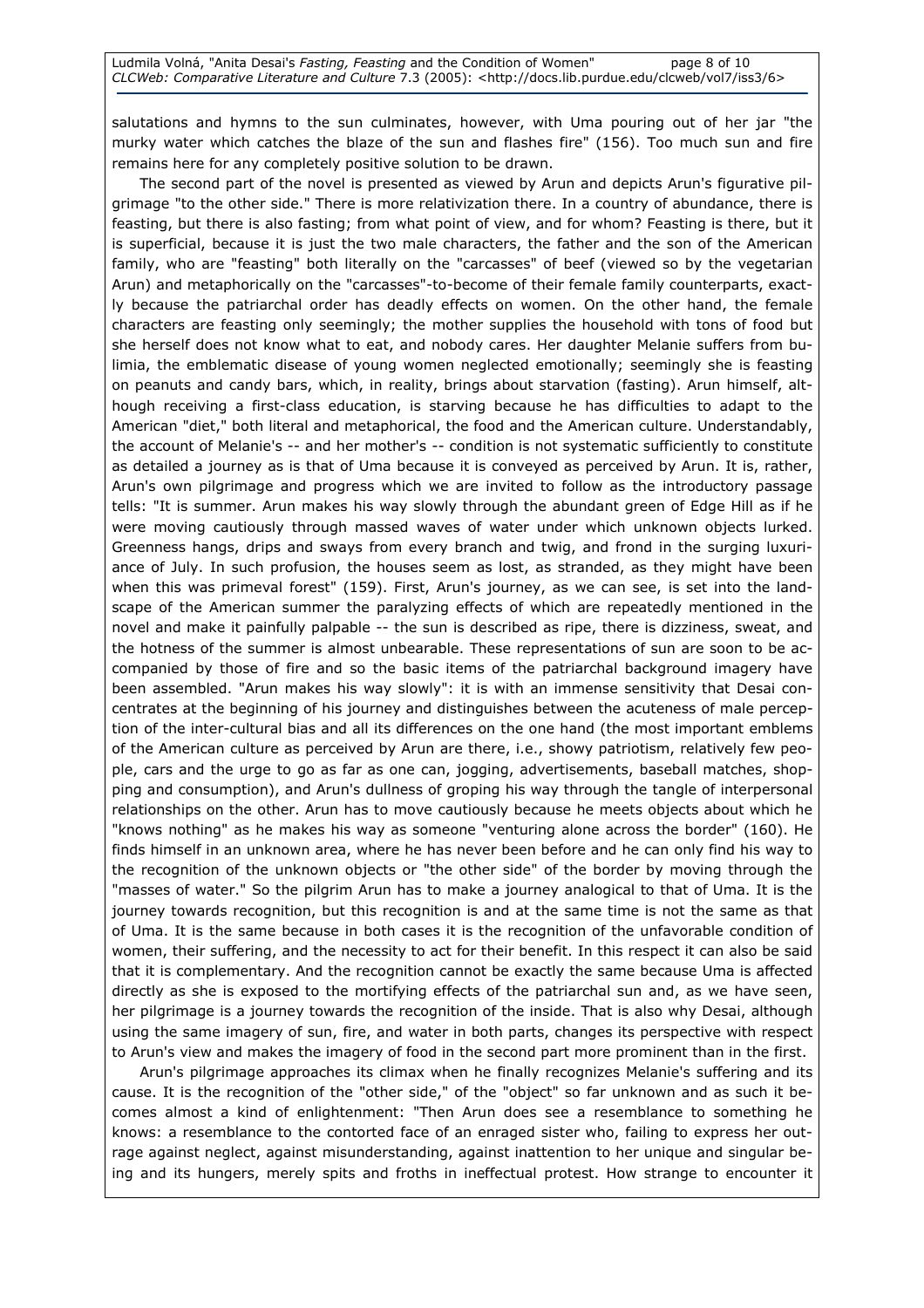salutations and hymns to the sun culminates, however, with Uma pouring out of her jar "the murky water which catches the blaze of the sun and flashes fire" (156). Too much sun and fire remains here for any completely positive solution to be drawn.

The second part of the novel is presented as viewed by Arun and depicts Arun's figurative pilgrimage "to the other side." There is more relativization there. In a country of abundance, there is feasting, but there is also fasting; from what point of view, and for whom? Feasting is there, but it is superficial, because it is just the two male characters, the father and the son of the American family, who are "feasting" both literally on the "carcasses" of beef (viewed so by the vegetarian Arun) and metaphorically on the "carcasses"-to-become of their female family counterparts, exactly because the patriarchal order has deadly effects on women. On the other hand, the female characters are feasting only seemingly; the mother supplies the household with tons of food but she herself does not know what to eat, and nobody cares. Her daughter Melanie suffers from bulimia, the emblematic disease of young women neglected emotionally; seemingly she is feasting on peanuts and candy bars, which, in reality, brings about starvation (fasting). Arun himself, although receiving a first-class education, is starving because he has difficulties to adapt to the American "diet," both literal and metaphorical, the food and the American culture. Understandably, the account of Melanie's -- and her mother's -- condition is not systematic sufficiently to constitute as detailed a journey as is that of Uma because it is conveyed as perceived by Arun. It is, rather, Arun's own pilgrimage and progress which we are invited to follow as the introductory passage tells: "It is summer. Arun makes his way slowly through the abundant green of Edge Hill as if he were moving cautiously through massed waves of water under which unknown objects lurked. Greenness hangs, drips and sways from every branch and twig, and frond in the surging luxuriance of July. In such profusion, the houses seem as lost, as stranded, as they might have been when this was primeval forest" (159). First, Arun's journey, as we can see, is set into the landscape of the American summer the paralyzing effects of which are repeatedly mentioned in the novel and make it painfully palpable -- the sun is described as ripe, there is dizziness, sweat, and the hotness of the summer is almost unbearable. These representations of sun are soon to be accompanied by those of fire and so the basic items of the patriarchal background imagery have been assembled. "Arun makes his way slowly": it is with an immense sensitivity that Desai concentrates at the beginning of his journey and distinguishes between the acuteness of male perception of the inter-cultural bias and all its differences on the one hand (the most important emblems of the American culture as perceived by Arun are there, i.e., showy patriotism, relatively few people, cars and the urge to go as far as one can, jogging, advertisements, baseball matches, shopping and consumption), and Arun's dullness of groping his way through the tangle of interpersonal relationships on the other. Arun has to move cautiously because he meets objects about which he "knows nothing" as he makes his way as someone "venturing alone across the border" (160). He finds himself in an unknown area, where he has never been before and he can only find his way to the recognition of the unknown objects or "the other side" of the border by moving through the "masses of water." So the pilgrim Arun has to make a journey analogical to that of Uma. It is the journey towards recognition, but this recognition is and at the same time is not the same as that of Uma. It is the same because in both cases it is the recognition of the unfavorable condition of women, their suffering, and the necessity to act for their benefit. In this respect it can also be said that it is complementary. And the recognition cannot be exactly the same because Uma is affected directly as she is exposed to the mortifying effects of the patriarchal sun and, as we have seen, her pilgrimage is a journey towards the recognition of the inside. That is also why Desai, although using the same imagery of sun, fire, and water in both parts, changes its perspective with respect to Arun's view and makes the imagery of food in the second part more prominent than in the first.

Arun's pilgrimage approaches its climax when he finally recognizes Melanie's suffering and its cause. It is the recognition of the "other side," of the "object" so far unknown and as such it becomes almost a kind of enlightenment: "Then Arun does see a resemblance to something he knows: a resemblance to the contorted face of an enraged sister who, failing to express her outrage against neglect, against misunderstanding, against inattention to her unique and singular being and its hungers, merely spits and froths in ineffectual protest. How strange to encounter it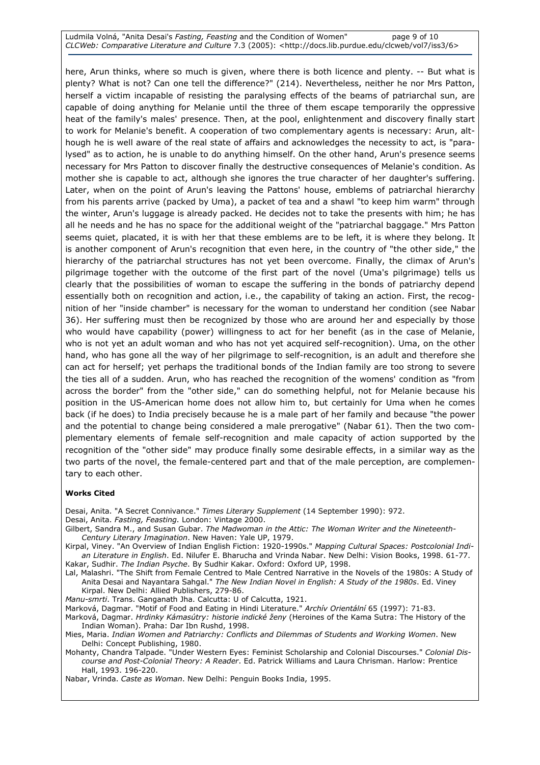here, Arun thinks, where so much is given, where there is both licence and plenty. -- But what is plenty? What is not? Can one tell the difference?" (214). Nevertheless, neither he nor Mrs Patton, herself a victim incapable of resisting the paralysing effects of the beams of patriarchal sun, are capable of doing anything for Melanie until the three of them escape temporarily the oppressive heat of the family's males' presence. Then, at the pool, enlightenment and discovery finally start to work for Melanie's benefit. A cooperation of two complementary agents is necessary: Arun, although he is well aware of the real state of affairs and acknowledges the necessity to act, is "paralysed" as to action, he is unable to do anything himself. On the other hand, Arun's presence seems necessary for Mrs Patton to discover finally the destructive consequences of Melanie's condition. As mother she is capable to act, although she ignores the true character of her daughter's suffering. Later, when on the point of Arun's leaving the Pattons' house, emblems of patriarchal hierarchy from his parents arrive (packed by Uma), a packet of tea and a shawl "to keep him warm" through the winter, Arun's luggage is already packed. He decides not to take the presents with him; he has all he needs and he has no space for the additional weight of the "patriarchal baggage." Mrs Patton seems quiet, placated, it is with her that these emblems are to be left, it is where they belong. It is another component of Arun's recognition that even here, in the country of "the other side," the hierarchy of the patriarchal structures has not yet been overcome. Finally, the climax of Arun's pilgrimage together with the outcome of the first part of the novel (Uma's pilgrimage) tells us clearly that the possibilities of woman to escape the suffering in the bonds of patriarchy depend essentially both on recognition and action, i.e., the capability of taking an action. First, the recognition of her "inside chamber" is necessary for the woman to understand her condition (see Nabar 36). Her suffering must then be recognized by those who are around her and especially by those who would have capability (power) willingness to act for her benefit (as in the case of Melanie, who is not yet an adult woman and who has not yet acquired self-recognition). Uma, on the other hand, who has gone all the way of her pilgrimage to self-recognition, is an adult and therefore she can act for herself; yet perhaps the traditional bonds of the Indian family are too strong to severe the ties all of a sudden. Arun, who has reached the recognition of the womens' condition as "from across the border" from the "other side," can do something helpful, not for Melanie because his position in the US-American home does not allow him to, but certainly for Uma when he comes back (if he does) to India precisely because he is a male part of her family and because "the power and the potential to change being considered a male prerogative" (Nabar 61). Then the two complementary elements of female self-recognition and male capacity of action supported by the recognition of the "other side" may produce finally some desirable effects, in a similar way as the two parts of the novel, the female-centered part and that of the male perception, are complementary to each other.

**Works Cited**

Desai, Anita. "A Secret Connivance." *Times Literary Supplement* (14 September 1990): 972.

Desai, Anita. *Fasting, Feasting*. London: Vintage 2000.

Gilbert, Sandra M., and Susan Gubar. *The Madwoman in the Attic: The Woman Writer and the Nineteenth-Century Literary Imagination*. New Haven: Yale UP, 1979.

Kirpal, Viney. "An Overview of Indian English Fiction: 1920-1990s." *Mapping Cultural Spaces: Postcolonial Indian Literature in English*. Ed. Nilufer E. Bharucha and Vrinda Nabar. New Delhi: Vision Books, 1998. 61-77.

Kakar, Sudhir. *The Indian Psyche*. By Sudhir Kakar. Oxford: Oxford UP, 1998.

Lal, Malashri. "The Shift from Female Centred to Male Centred Narrative in the Novels of the 1980s: A Study of Anita Desai and Nayantara Sahgal." *The New Indian Novel in English: A Study of the 1980s*. Ed. Viney Kirpal. New Delhi: Allied Publishers, 279-86.

*Manu-smrti*. Trans. Ganganath Jha. Calcutta: U of Calcutta, 1921.

Marková, Dagmar. "Motif of Food and Eating in Hindi Literature." *Archív Orientální* 65 (1997): 71-83.

Marková, Dagmar. *Hrdinky Kámasútry: historie indické ženy* (Heroines of the Kama Sutra: The History of the Indian Woman). Praha: Dar Ibn Rushd, 1998.

Mies, Maria. *Indian Women and Patriarchy: Conflicts and Dilemmas of Students and Working Women*. New Delhi: Concept Publishing, 1980.

Mohanty, Chandra Talpade. "Under Western Eyes: Feminist Scholarship and Colonial Discourses." *Colonial Discourse and Post-Colonial Theory: A Reader*. Ed. Patrick Williams and Laura Chrisman. Harlow: Prentice Hall, 1993. 196-220.

Nabar, Vrinda. *Caste as Woman*. New Delhi: Penguin Books India, 1995.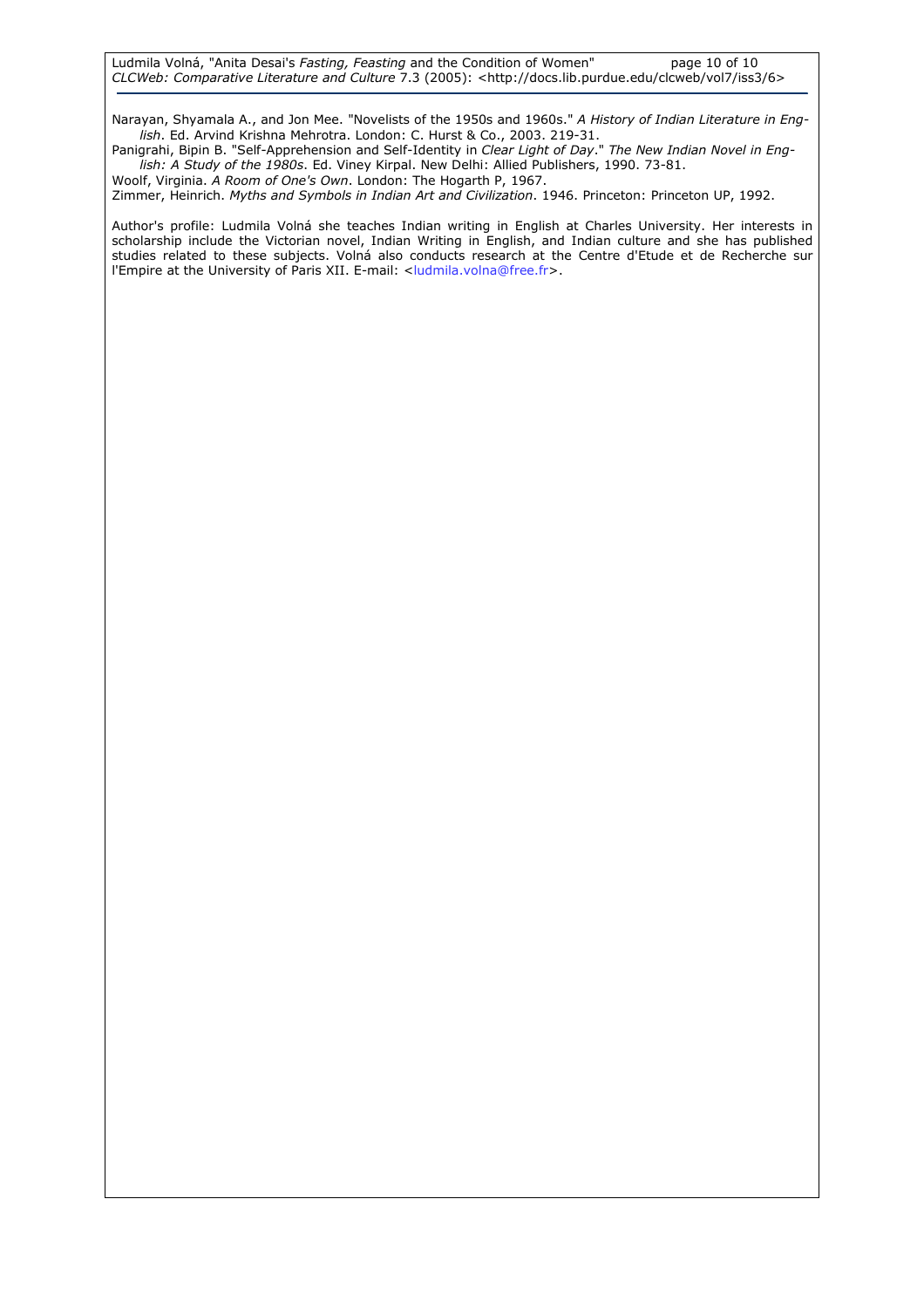Narayan, Shyamala A., and Jon Mee. "Novelists of the 1950s and 1960s." *A History of Indian Literature in English*. Ed. Arvind Krishna Mehrotra. London: C. Hurst & Co., 2003. 219-31.

Panigrahi, Bipin B. "Self-Apprehension and Self-Identity in *Clear Light of Day*." *The New Indian Novel in English: A Study of the 1980s*. Ed. Viney Kirpal. New Delhi: Allied Publishers, 1990. 73-81.

Woolf, Virginia. *A Room of One's Own*. London: The Hogarth P, 1967.

Zimmer, Heinrich. *Myths and Symbols in Indian Art and Civilization*. 1946. Princeton: Princeton UP, 1992.

Author's profile: Ludmila Volná she teaches Indian writing in English at Charles University. Her interests in scholarship include the Victorian novel, Indian Writing in English, and Indian culture and she has published studies related to these subjects. Volná also conducts research at the Centre d'Etude et de Recherche sur l'Empire at the University of Paris XII. E-mail: <ludmila.volna@free.fr>.